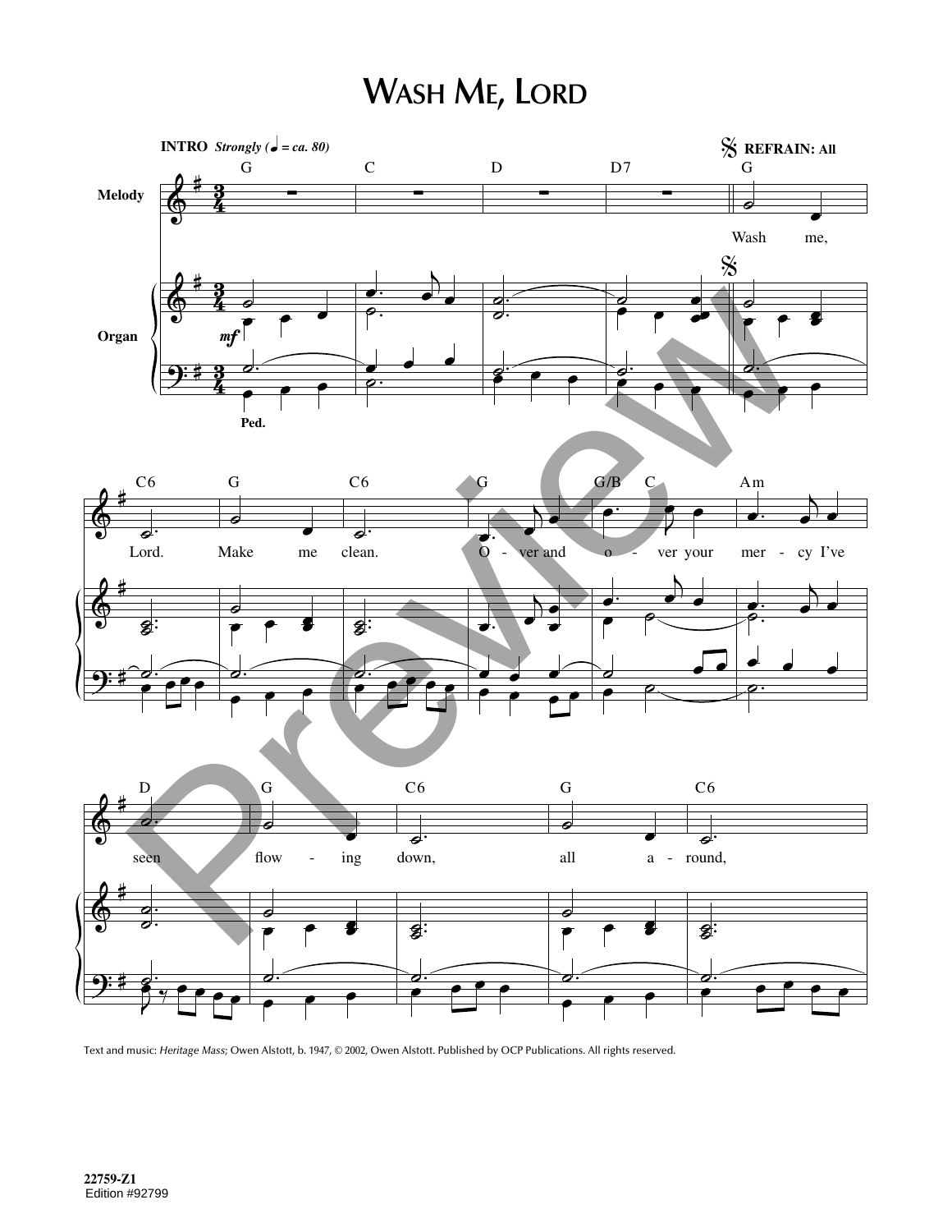# Wash Me, Lord

**INTRO** *Strongly (♩ = ca. 80)*

**REFRAIN: All**

Wash me, Lord. Make me clean. O - ver and o - ver your mer - cy I've seen flow - ing down, all a - round,

Text and music: *Heritage Mass*; Owen Alstott, b. 1947, © 2002, Owen Alstott. Published by OCP Publications. All rights reserved.

22759-Z1
Edition #92799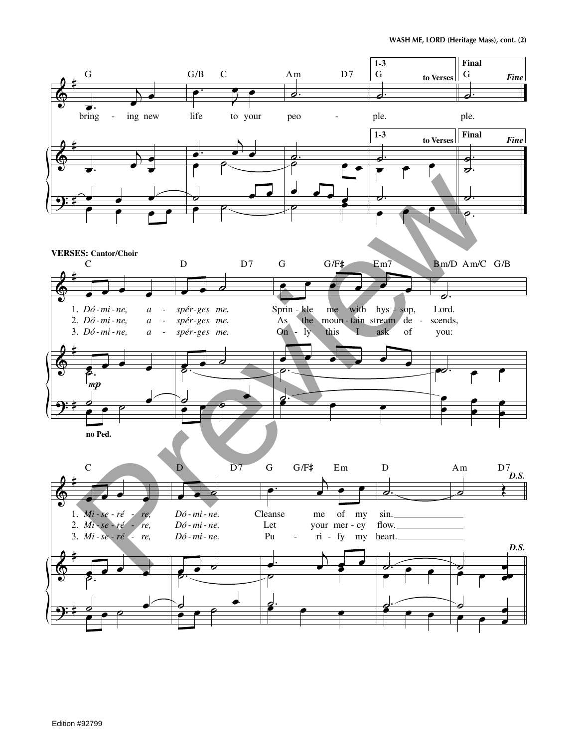bring - ing new life to your peo - ple. ple.

**VERSES: Cantor/Choir**

1. *Dó-mi-ne, a - spér-ges me.* Sprin - kle me with hys - sop, Lord.
2. *Dó-mi-ne, a - spér-ges me.* As the moun - tain stream de - scends,
3. *Dó-mi-ne, a - spér-ges me.* On - ly this I ask of you:

1. *Mi-se-ré - re, Dó-mi-ne.* Cleanse me of my sin.
2. *Mi-se-ré - re, Dó-mi-ne.* Let your mer - cy flow.
3. *Mi-se-ré - re, Dó-mi-ne.* Pu - ri - fy my heart.

Edition #92799